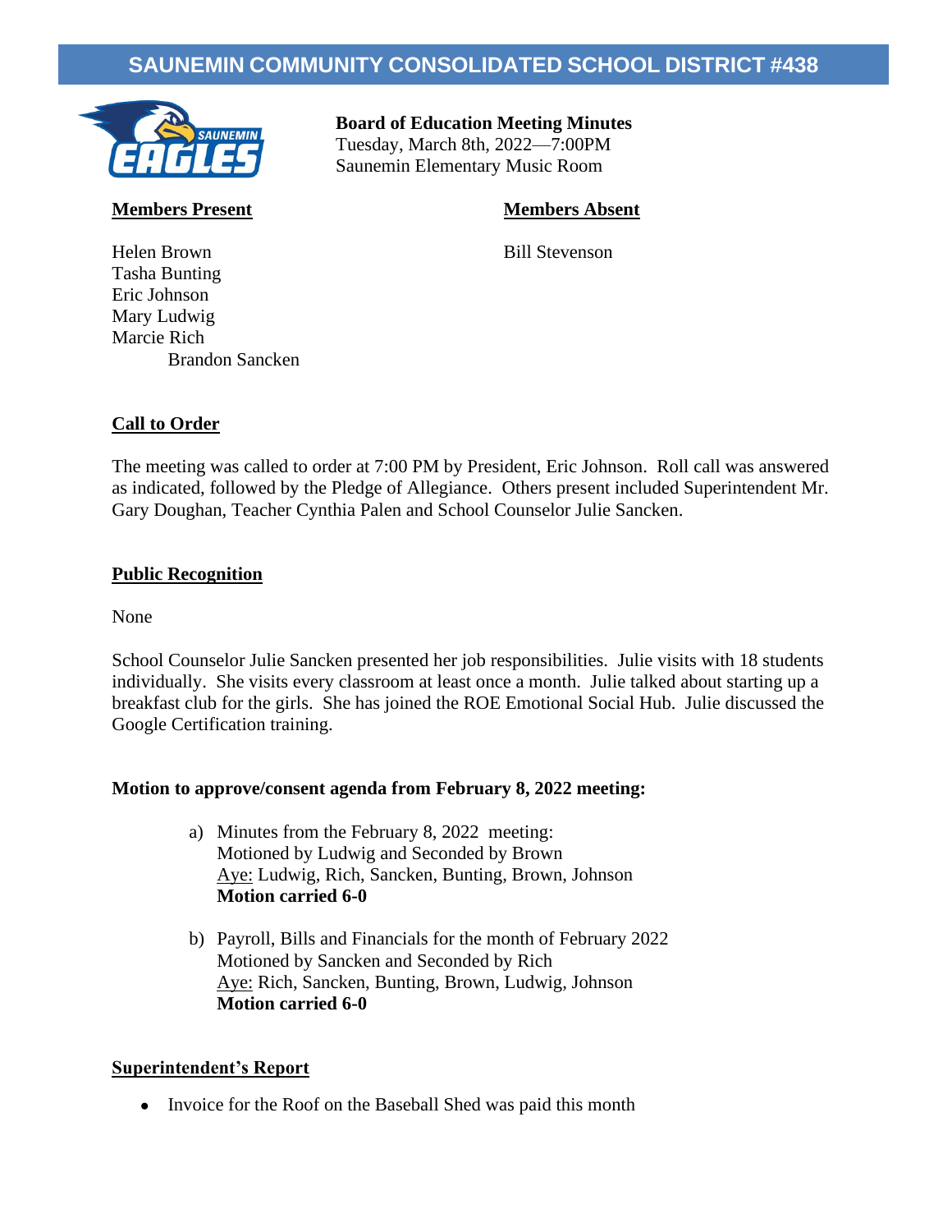# SAUNEMIN COMMUNITY CONSOLIDATED SCHOOL DISTRICT #438

**Board of Education Meeting Minutes**
Tuesday, March 8th, 2022—7:00PM
Saunemin Elementary Music Room

**Members Present**

Helen Brown
Tasha Bunting
Eric Johnson
Mary Ludwig
Marcie Rich
Brandon Sancken

**Members Absent**

Bill Stevenson

## Call to Order

The meeting was called to order at 7:00 PM by President, Eric Johnson. Roll call was answered as indicated, followed by the Pledge of Allegiance. Others present included Superintendent Mr. Gary Doughan, Teacher Cynthia Palen and School Counselor Julie Sancken.

## Public Recognition

None

School Counselor Julie Sancken presented her job responsibilities. Julie visits with 18 students individually. She visits every classroom at least once a month. Julie talked about starting up a breakfast club for the girls. She has joined the ROE Emotional Social Hub. Julie discussed the Google Certification training.

**Motion to approve/consent agenda from February 8, 2022 meeting:**

a) Minutes from the February 8, 2022 meeting:
Motioned by Ludwig and Seconded by Brown
Aye: Ludwig, Rich, Sancken, Bunting, Brown, Johnson
**Motion carried 6-0**

b) Payroll, Bills and Financials for the month of February 2022
Motioned by Sancken and Seconded by Rich
Aye: Rich, Sancken, Bunting, Brown, Ludwig, Johnson
**Motion carried 6-0**

## Superintendent's Report

- Invoice for the Roof on the Baseball Shed was paid this month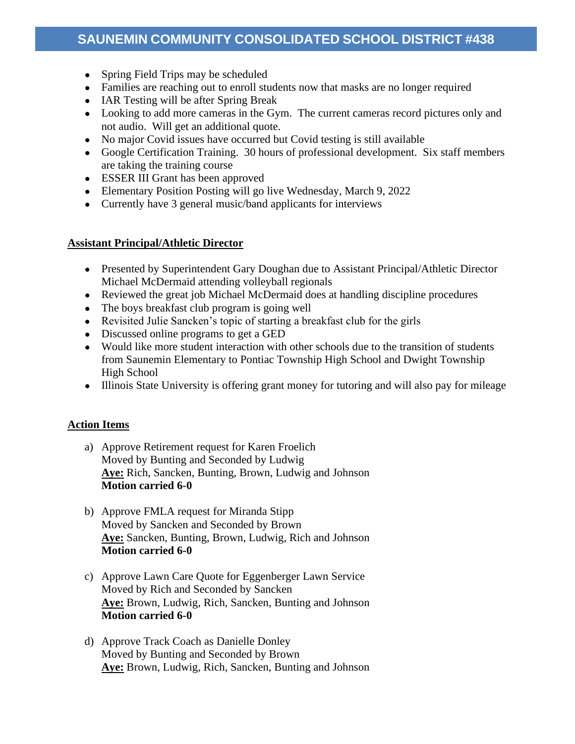- Spring Field Trips may be scheduled
- Families are reaching out to enroll students now that masks are no longer required
- IAR Testing will be after Spring Break
- Looking to add more cameras in the Gym. The current cameras record pictures only and not audio. Will get an additional quote.
- No major Covid issues have occurred but Covid testing is still available
- Google Certification Training. 30 hours of professional development. Six staff members are taking the training course
- ESSER III Grant has been approved
- Elementary Position Posting will go live Wednesday, March 9, 2022
- Currently have 3 general music/band applicants for interviews

**Assistant Principal/Athletic Director**

- Presented by Superintendent Gary Doughan due to Assistant Principal/Athletic Director Michael McDermaid attending volleyball regionals
- Reviewed the great job Michael McDermaid does at handling discipline procedures
- The boys breakfast club program is going well
- Revisited Julie Sancken's topic of starting a breakfast club for the girls
- Discussed online programs to get a GED
- Would like more student interaction with other schools due to the transition of students from Saunemin Elementary to Pontiac Township High School and Dwight Township High School
- Illinois State University is offering grant money for tutoring and will also pay for mileage

**Action Items**

a) Approve Retirement request for Karen Froelich
Moved by Bunting and Seconded by Ludwig
**Aye:** Rich, Sancken, Bunting, Brown, Ludwig and Johnson
**Motion carried 6-0**

b) Approve FMLA request for Miranda Stipp
Moved by Sancken and Seconded by Brown
**Aye:** Sancken, Bunting, Brown, Ludwig, Rich and Johnson
**Motion carried 6-0**

c) Approve Lawn Care Quote for Eggenberger Lawn Service
Moved by Rich and Seconded by Sancken
**Aye:** Brown, Ludwig, Rich, Sancken, Bunting and Johnson
**Motion carried 6-0**

d) Approve Track Coach as Danielle Donley
Moved by Bunting and Seconded by Brown
**Aye:** Brown, Ludwig, Rich, Sancken, Bunting and Johnson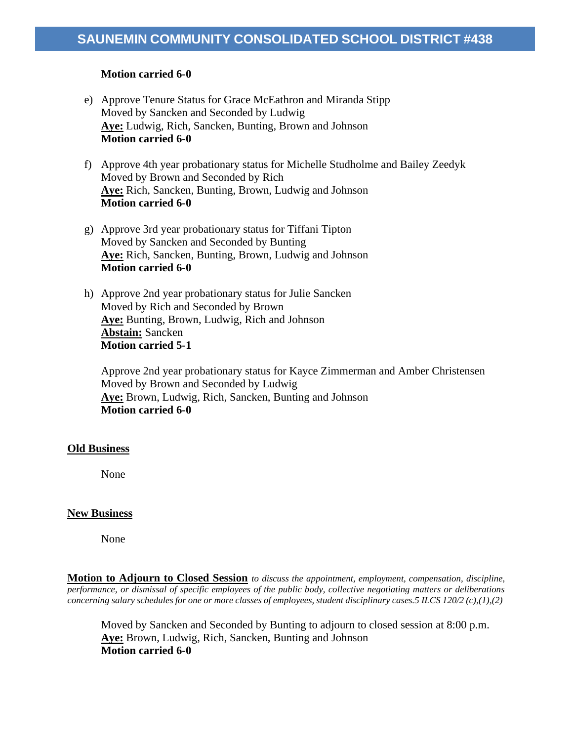**Motion carried 6-0**

e) Approve Tenure Status for Grace McEathron and Miranda Stipp
   Moved by Sancken and Seconded by Ludwig
   **Aye:** Ludwig, Rich, Sancken, Bunting, Brown and Johnson
   **Motion carried 6-0**

f) Approve 4th year probationary status for Michelle Studholme and Bailey Zeedyk
   Moved by Brown and Seconded by Rich
   **Aye:** Rich, Sancken, Bunting, Brown, Ludwig and Johnson
   **Motion carried 6-0**

g) Approve 3rd year probationary status for Tiffani Tipton
   Moved by Sancken and Seconded by Bunting
   **Aye:** Rich, Sancken, Bunting, Brown, Ludwig and Johnson
   **Motion carried 6-0**

h) Approve 2nd year probationary status for Julie Sancken
   Moved by Rich and Seconded by Brown
   **Aye:** Bunting, Brown, Ludwig, Rich and Johnson
   **Abstain:** Sancken
   **Motion carried 5-1**

   Approve 2nd year probationary status for Kayce Zimmerman and Amber Christensen
   Moved by Brown and Seconded by Ludwig
   **Aye:** Brown, Ludwig, Rich, Sancken, Bunting and Johnson
   **Motion carried 6-0**

**Old Business**

None

**New Business**

None

**Motion to Adjourn to Closed Session** *to discuss the appointment, employment, compensation, discipline, performance, or dismissal of specific employees of the public body, collective negotiating matters or deliberations concerning salary schedules for one or more classes of employees, student disciplinary cases.5 ILCS 120/2 (c),(1),(2)*

Moved by Sancken and Seconded by Bunting to adjourn to closed session at 8:00 p.m.
**Aye:** Brown, Ludwig, Rich, Sancken, Bunting and Johnson
**Motion carried 6-0**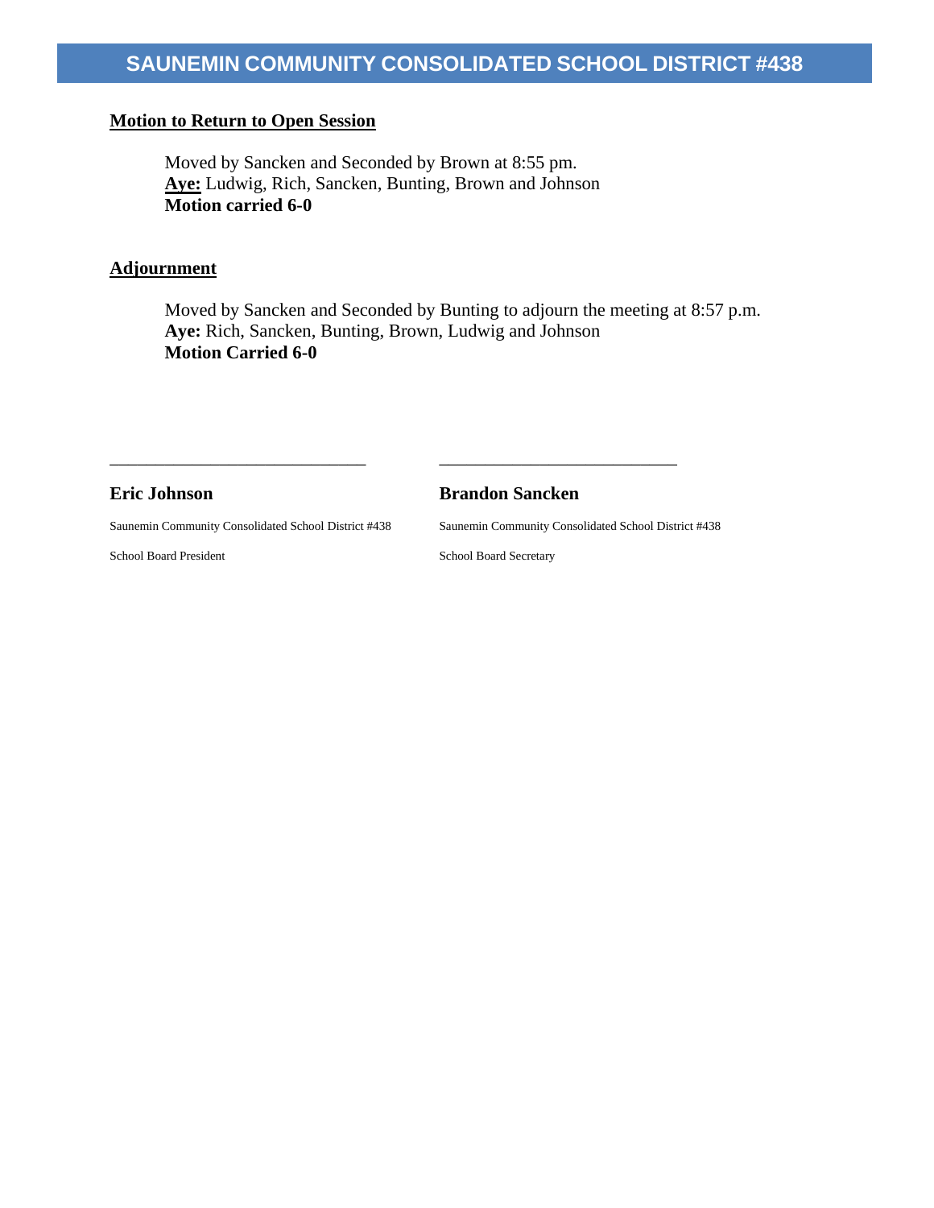**Motion to Return to Open Session**

Moved by Sancken and Seconded by Brown at 8:55 pm.
**Aye:** Ludwig, Rich, Sancken, Bunting, Brown and Johnson
**Motion carried 6-0**

**Adjournment**

Moved by Sancken and Seconded by Bunting to adjourn the meeting at 8:57 p.m.
**Aye:** Rich, Sancken, Bunting, Brown, Ludwig and Johnson
**Motion Carried 6-0**

______________________________

**Eric Johnson**

Saunemin Community Consolidated School District #438

School Board President

______________________________

**Brandon Sancken**

Saunemin Community Consolidated School District #438

School Board Secretary